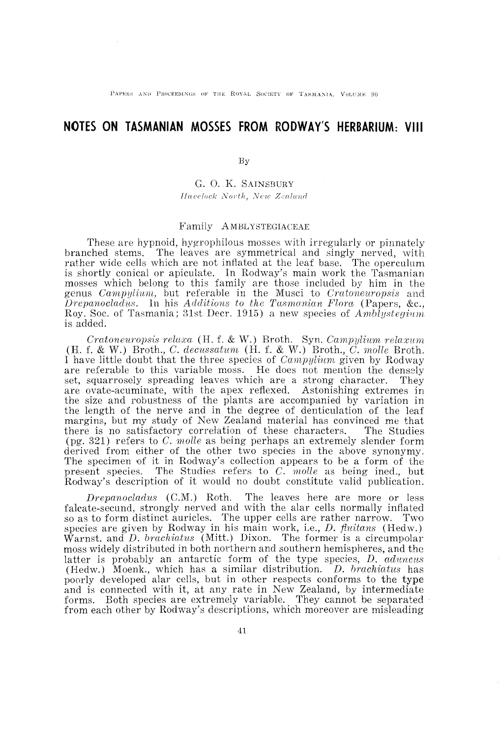# NOTES ON TASMANIAN MOSSES FROM RODWAY'S HERBARIUM: VIII

By

G. O. K. SAINSBURY

*Havelock North, New Zealand*

## Family AMBLYSTEGIACEAE

These are hypnoid, hygrophilous mosses with irregularly or pinnately branched stems. The leaves are symmetrical and singly nerved, with rather wide cells which are not inflated at the leaf base. The operculum is shortly conical or apiculate. In Rodway's main work the Tasmanian mosses which belong to this family are those included by him in the genus *Campylium*, but referable in the Musci to *Cratoneuropsis* and *Drepanocladus*. In his *Additions to the Tasmanian Flora* (Papers, &c., Roy. Soc. of Tasmania; 31st Decr. 1915) a new species of *Amblystegium* is added.

*Cratoneuropsis relaxa* (H. f. & W.) Broth. Syn. *Campylium relaxum* (H. f. & W.) Broth., *C. decussatum* (H. f. & W.) Broth., *C. molle* Broth. I have little doubt that the three species of *Campylium* given by Rodway are referable to this variable moss. He does not mention the densely set, squarrosely spreading leaves which are a strong character. They are ovate-acuminate, with the apex reflexed. Astonishing extremes in the size and robustness of the plants are accompanied by variation in the length of the nerve and in the degree of denticulation of the leaf margins, but my study of New Zealand material has convinced me that there is no satisfactory correlation of these characters. The Studies (pg. 321) refers to *C. molle* as being perhaps an extremely slender form derived from either of the other two species in the above synonymy. The specimen of it in Rodway's collection appears to be a form of the present species. The Studies refers to *C. molle* as being ined., but Rodway's description of it would no doubt constitute valid publication.

*Drepanocladus* (C.M.) Roth. The leaves here are more or less falcate-secund, strongly nerved and with the alar cells normally inflated so as to form distinct auricles. The upper cells are rather narrow. Two species are given by Rodway in his main work, i.e., *D. fluitans* (Hedw.) Warnst. and *D. brachiatus* (Mitt.) Dixon. The former is a circumpolar moss widely distributed in both northern and southern hemispheres, and the latter is probably an antarctic form of the type species, *D. aduncus* (Hedw.) Moenk., which has a similar distribution. *D. brachiatus* has poorly developed alar cells, but in other respects conforms to the type and is connected with it, at any rate in New Zealand, by intermediate forms. Both species are extremely variable. They cannot be separated from each other by Rodway's descriptions, which moreover are misleading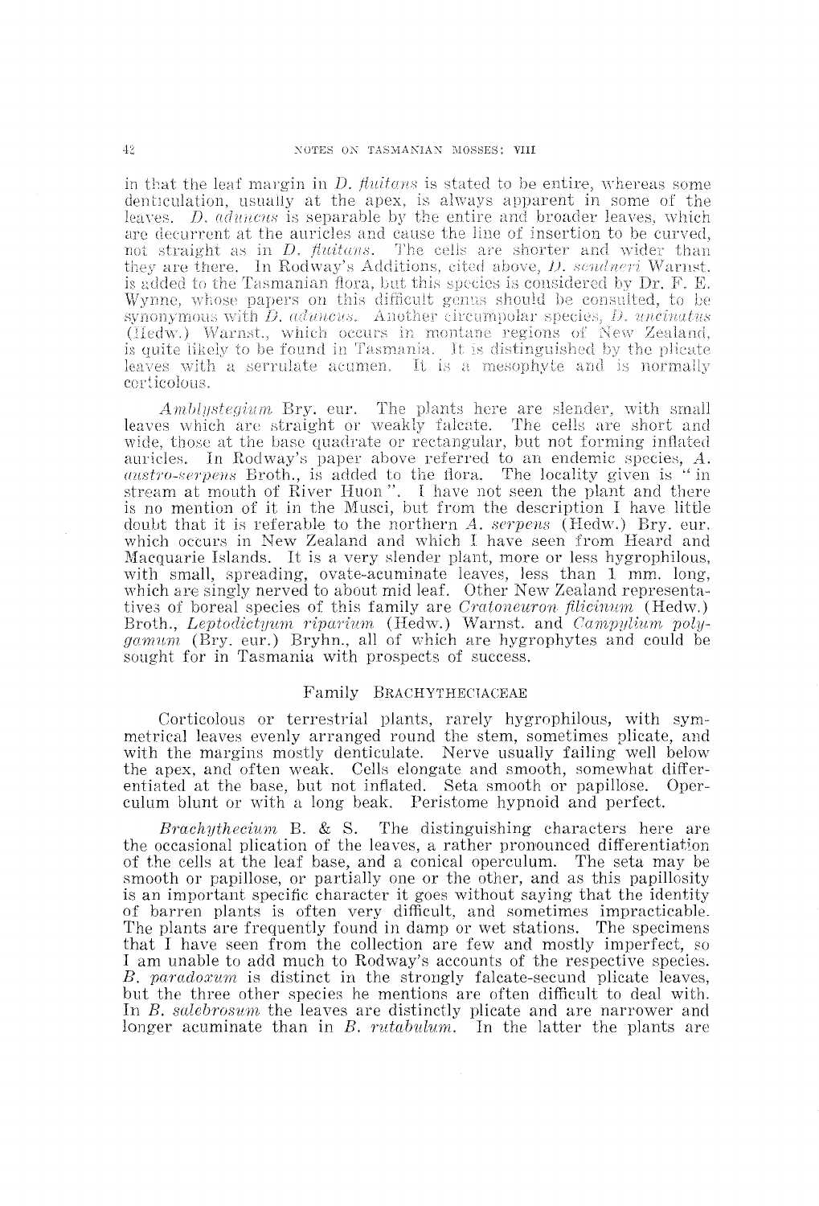in that the leaf margin in *D. fluitans* is stated to be entire, whereas some denticulation, usually at the apex, is always apparent in some of the leaves. *D. aduncus* is separable by the entire and broader leaves, which are decurrent at the auricles and cause the line of insertion to be curved, not straight as in *D. fluitans*. The cells are shorter and wider than they are there. In Rodway's Additions, cited above, *D. sendneri* Warnst. is added to the Tasmanian flora, but this species is considered by Dr. F. E. Wynne, whose papers on this difficult genus should be consulted, to be synonymous with *D. aduncus*. Another circumpolar species, *D. uncinatus* (Hedw.) Warnst., which occurs in montane regions of New Zealand, is quite likely to be found in Tasmania. It is distinguished by the plicate leaves with a serrulate acumen. It is a mesophyte and is normally corticolous.

*Amblystegium* Bry. eur. The plants here are slender, with small leaves which are straight or weakly falcate. The cells are short and wide, those at the base quadrate or rectangular, but not forming inflated auricles. In Rodway's paper above referred to an endemic species, *A. austro-serpens* Broth., is added to the flora. The locality given is "in stream at mouth of River Huon". I have not seen the plant and there is no mention of it in the Musci, but from the description I have little doubt that it is referable to the northern *A. serpens* (Hedw.) Bry. eur. which occurs in New Zealand and which I have seen from Heard and Macquarie Islands. It is a very slender plant, more or less hygrophilous, with small, spreading, ovate-acuminate leaves, less than 1 mm. long, which are singly nerved to about mid leaf. Other New Zealand representatives of boreal species of this family are *Cratoneuron filicinum* (Hedw.) Broth., *Leptodictyum riparium* (Hedw.) Warnst. and *Campylium polygamum* (Bry. eur.) Bryhn., all of which are hygrophytes and could be sought for in Tasmania with prospects of success.

## Family BRACHYTHECIACEAE

Corticolous or terrestrial plants, rarely hygrophilous, with symmetrical leaves evenly arranged round the stem, sometimes plicate, and with the margins mostly denticulate. Nerve usually failing well below the apex, and often weak. Cells elongate and smooth, somewhat differentiated at the base, but not inflated. Seta smooth or papillose. Operculum blunt or with a long beak. Peristome hypnoid and perfect.

*Brachythecium* B. & S. The distinguishing characters here are the occasional plication of the leaves, a rather pronounced differentiation of the cells at the leaf base, and a conical operculum. The seta may be smooth or papillose, or partially one or the other, and as this papillosity is an important specific character it goes without saying that the identity of barren plants is often very difficult, and sometimes impracticable. The plants are frequently found in damp or wet stations. The specimens that I have seen from the collection are few and mostly imperfect, so I am unable to add much to Rodway's accounts of the respective species. *B. paradoxum* is distinct in the strongly falcate-secund plicate leaves, but the three other species he mentions are often difficult to deal with. In *B. salebrosum* the leaves are distinctly plicate and are narrower and longer acuminate than in *B. rutabulum*. In the latter the plants are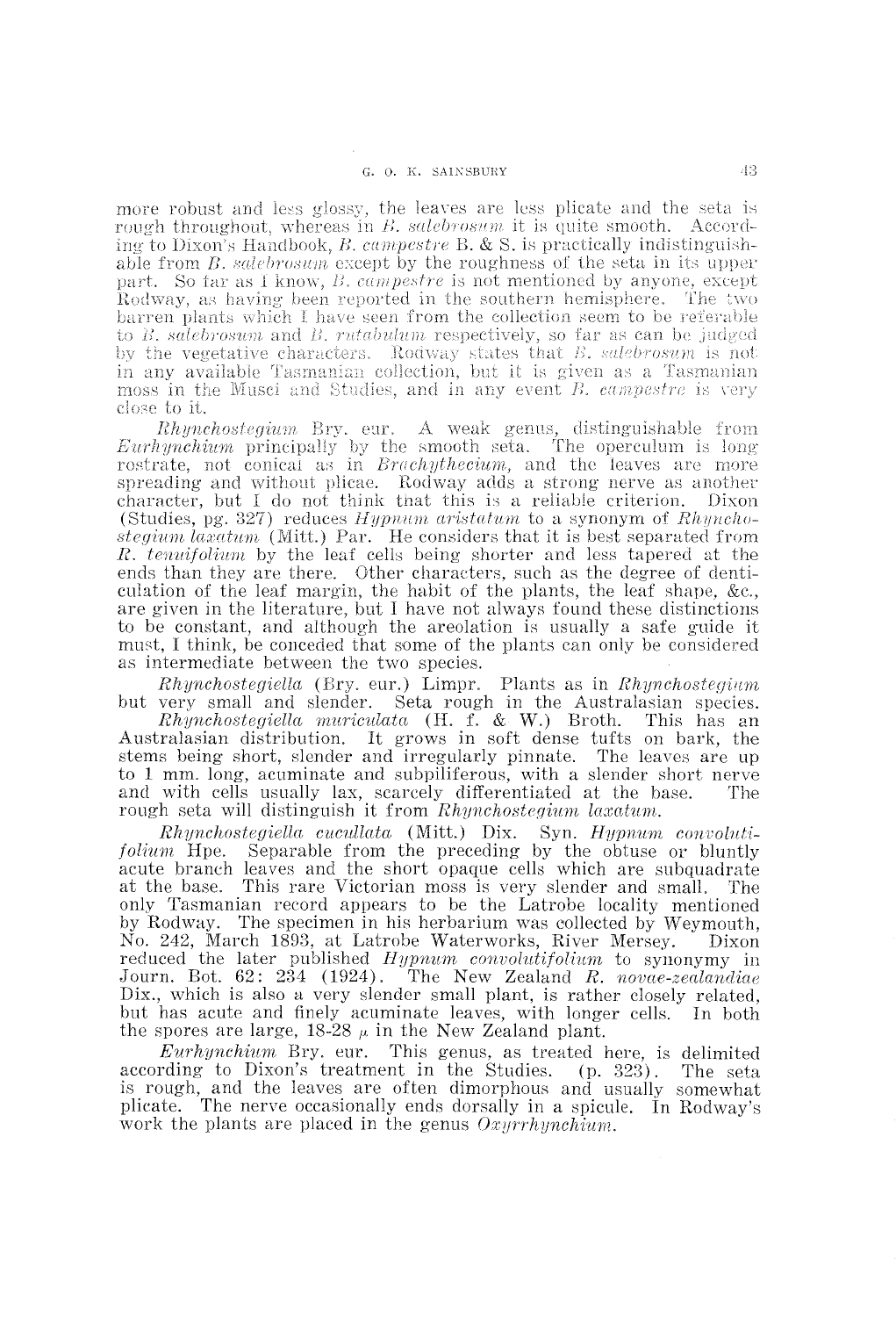more robust and less glossy, the leaves are less plicate and the seta is rough throughout, whereas in *B. salebrosum* it is quite smooth. According to Dixon's Handbook, *B. campestre* B. & S. is practically indistinguishable from *B. salebrosum* except by the roughness of the seta in its upper part. So far as I know, *B. campestre* is not mentioned by anyone, except Rodway, as having been reported in the southern hemisphere. The two barren plants which I have seen from the collection seem to be referable to *B. salebrosum* and *B. rutabulum* respectively, so far as can be judged by the vegetative characters. Rodway states that *B. salebrosum* is not in any available Tasmanian collection, but it is given as a Tasmanian moss in the Musci and Studies, and in any event *B. campestre* is very close to it.

*Rhynchostegium* Bry. eur. A weak genus, distinguishable from *Eurhynchium* principally by the smooth seta. The operculum is long rostrate, not conical as in *Brachythecium*, and the leaves are more spreading and without plicae. Rodway adds a strong nerve as another character, but I do not think that this is a reliable criterion. Dixon (Studies, pg. 327) reduces *Hypnum aristatum* to a synonym of *Rhynchostegium laxatum* (Mitt.) Par. He considers that it is best separated from *R. tenuifolium* by the leaf cells being shorter and less tapered at the ends than they are there. Other characters, such as the degree of denticulation of the leaf margin, the habit of the plants, the leaf shape, &c., are given in the literature, but I have not always found these distinctions to be constant, and although the areolation is usually a safe guide it must, I think, be conceded that some of the plants can only be considered as intermediate between the two species.

*Rhynchostegiella* (Bry. eur.) Limpr. Plants as in *Rhynchostegium* but very small and slender. Seta rough in the Australasian species.

*Rhynchostegiella muriculata* (H. f. & W.) Broth. This has an Australasian distribution. It grows in soft dense tufts on bark, the stems being short, slender and irregularly pinnate. The leaves are up to 1 mm. long, acuminate and subpiliferous, with a slender short nerve and with cells usually lax, scarcely differentiated at the base. The rough seta will distinguish it from *Rhynchostegium laxatum*.

*Rhynchostegiella cucullata* (Mitt.) Dix. Syn. *Hypnum convolutifolium* Hpe. Separable from the preceding by the obtuse or bluntly acute branch leaves and the short opaque cells which are subquadrate at the base. This rare Victorian moss is very slender and small. The only Tasmanian record appears to be the Latrobe locality mentioned by Rodway. The specimen in his herbarium was collected by Weymouth, No. 242, March 1893, at Latrobe Waterworks, River Mersey. Dixon reduced the later published *Hypnum convolutifolium* to synonymy in Journ. Bot. 62: 234 (1924). The New Zealand *R. novae-zealandiae* Dix., which is also a very slender small plant, is rather closely related, but has acute and finely acuminate leaves, with longer cells. In both the spores are large, 18-28 $\mu$ in the New Zealand plant.

*Eurhynchium* Bry. eur. This genus, as treated here, is delimited according to Dixon's treatment in the Studies. (p. 323). The seta is rough, and the leaves are often dimorphous and usually somewhat plicate. The nerve occasionally ends dorsally in a spicule. In Rodway's work the plants are placed in the genus *Oxyrrhynchium*.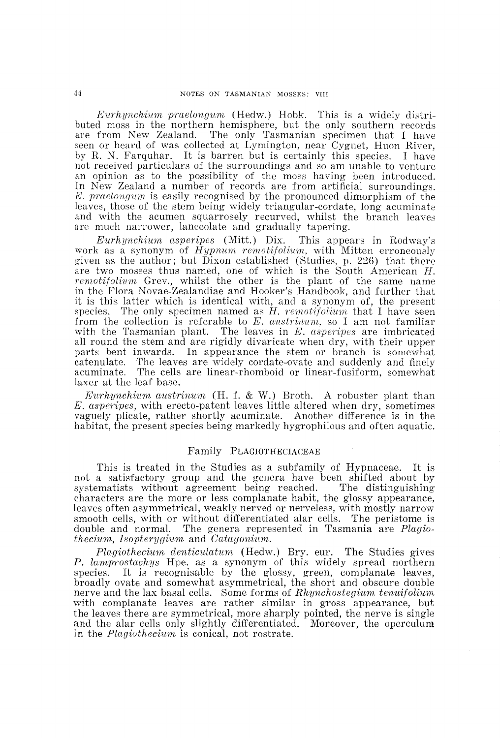*Eurhynchium praelongum* (Hedw.) Hobk. This is a widely distributed moss in the northern hemisphere, but the only southern records are from New Zealand. The only Tasmanian specimen that I have seen or heard of was collected at Lymington, near Cygnet, Huon River, by R. N. Farquhar. It is barren but is certainly this species. I have not received particulars of the surroundings and so am unable to venture an opinion as to the possibility of the moss having been introduced. In New Zealand a number of records are from artificial surroundings. *E. praelongum* is easily recognised by the pronounced dimorphism of the leaves, those of the stem being widely triangular-cordate, long acuminate and with the acumen squarrosely recurved, whilst the branch leaves are much narrower, lanceolate and gradually tapering.

*Eurhynchium asperipes* (Mitt.) Dix. This appears in Rodway's work as a synonym of *Hypnum remotifolium*, with Mitten erroneously given as the author; but Dixon established (Studies, p. 226) that there are two mosses thus named, one of which is the South American *H. remotifolium* Grev., whilst the other is the plant of the same name in the Flora Novae-Zealandiae and Hooker's Handbook, and further that it is this latter which is identical with, and a synonym of, the present species. The only specimen named as *H. remotifolium* that I have seen from the collection is referable to *E. austrinum*, so I am not familiar with the Tasmanian plant. The leaves in *E. asperipes* are imbricated all round the stem and are rigidly divaricate when dry, with their upper parts bent inwards. In appearance the stem or branch is somewhat catenulate. The leaves are widely cordate-ovate and suddenly and finely acuminate. The cells are linear-rhomboid or linear-fusiform, somewhat laxer at the leaf base.

*Eurhynchium austrinum* (H. f. & W.) Broth. A robuster plant than *E. asperipes*, with erecto-patent leaves little altered when dry, sometimes vaguely plicate, rather shortly acuminate. Another difference is in the habitat, the present species being markedly hygrophilous and often aquatic.

## Family Plagiotheciaceae

This is treated in the Studies as a subfamily of Hypnaceae. It is not a satisfactory group and the genera have been shifted about by systematists without agreement being reached. The distinguishing characters are the more or less complanate habit, the glossy appearance, leaves often asymmetrical, weakly nerved or nerveless, with mostly narrow smooth cells, with or without differentiated alar cells. The peristome is double and normal. The genera represented in Tasmania are *Plagiothecium*, *Isopterygium* and *Catagonium*.

*Plagiothecium denticulatum* (Hedw.) Bry. eur. The Studies gives *P. lamprostachys* Hpe. as a synonym of this widely spread northern species. It is recognisable by the glossy, green, complanate leaves, broadly ovate and somewhat asymmetrical, the short and obscure double nerve and the lax basal cells. Some forms of *Rhynchostegium tenuifolium* with complanate leaves are rather similar in gross appearance, but the leaves there are symmetrical, more sharply pointed, the nerve is single and the alar cells only slightly differentiated. Moreover, the operculum in the *Plagiothecium* is conical, not rostrate.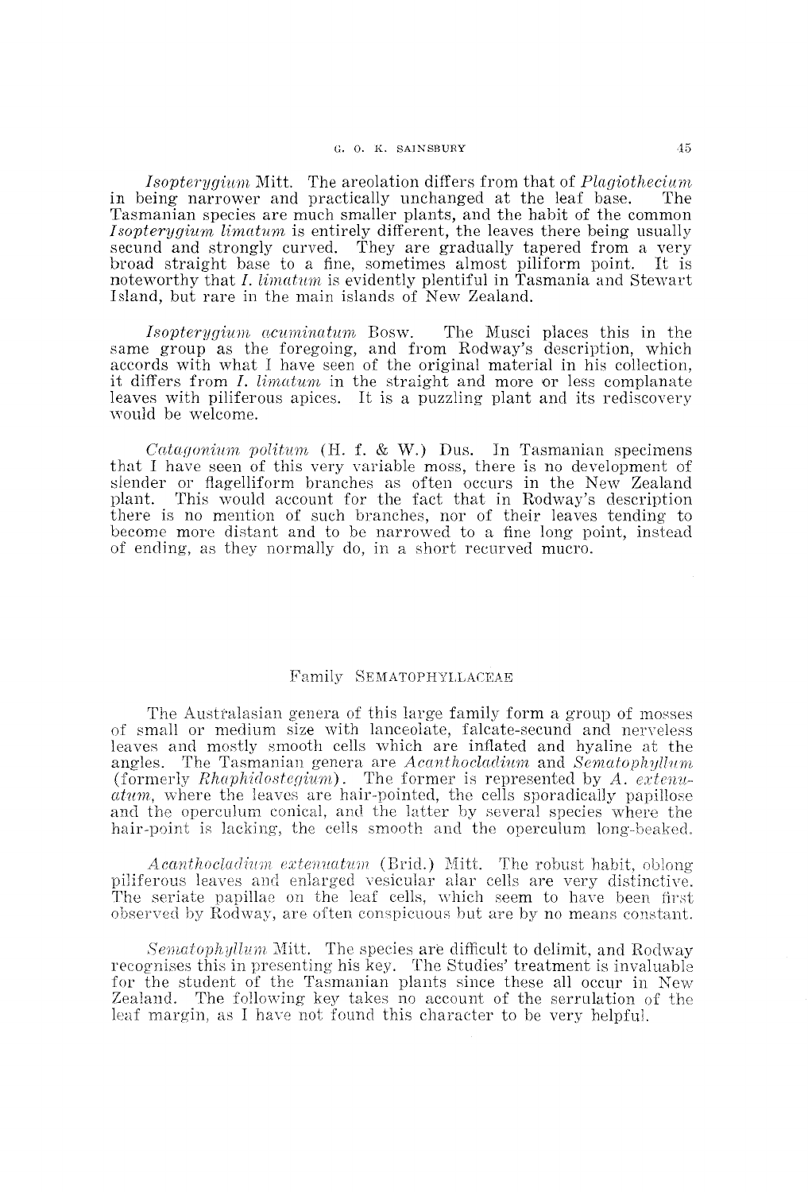*Isopterygium* Mitt. The areolation differs from that of *Plagiothecium* in being narrower and practically unchanged at the leaf base. The Tasmanian species are much smaller plants, and the habit of the common *Isopterygium limatum* is entirely different, the leaves there being usually secund and strongly curved. They are gradually tapered from a very broad straight base to a fine, sometimes almost piliform point. It is noteworthy that *I. limatum* is evidently plentiful in Tasmania and Stewart Island, but rare in the main islands of New Zealand.

*Isopterygium acuminatum* Bosw. The Musci places this in the same group as the foregoing, and from Rodway's description, which accords with what I have seen of the original material in his collection, it differs from *I. limatum* in the straight and more or less complanate leaves with piliferous apices. It is a puzzling plant and its rediscovery would be welcome.

*Catagonium politum* (H. f. & W.) Dus. In Tasmanian specimens that I have seen of this very variable moss, there is no development of slender or flagelliform branches as often occurs in the New Zealand plant. This would account for the fact that in Rodway's description there is no mention of such branches, nor of their leaves tending to become more distant and to be narrowed to a fine long point, instead of ending, as they normally do, in a short recurved mucro.

## Family SEMATOPHYLLACEAE

The Australasian genera of this large family form a group of mosses of small or medium size with lanceolate, falcate-secund and nerveless leaves and mostly smooth cells which are inflated and hyaline at the angles. The Tasmanian genera are *Acanthocladium* and *Sematophyllum* (formerly *Rhaphidostegium*). The former is represented by *A. extenuatum*, where the leaves are hair-pointed, the cells sporadically papillose and the operculum conical, and the latter by several species where the hair-point is lacking, the cells smooth and the operculum long-beaked.

*Acanthocladium extenuatum* (Brid.) Mitt. The robust habit, oblong piliferous leaves and enlarged vesicular alar cells are very distinctive. The seriate papillae on the leaf cells, which seem to have been first observed by Rodway, are often conspicuous but are by no means constant.

*Sematophyllum* Mitt. The species are difficult to delimit, and Rodway recognises this in presenting his key. The Studies' treatment is invaluable for the student of the Tasmanian plants since these all occur in New Zealand. The following key takes no account of the serrulation of the leaf margin, as I have not found this character to be very helpful.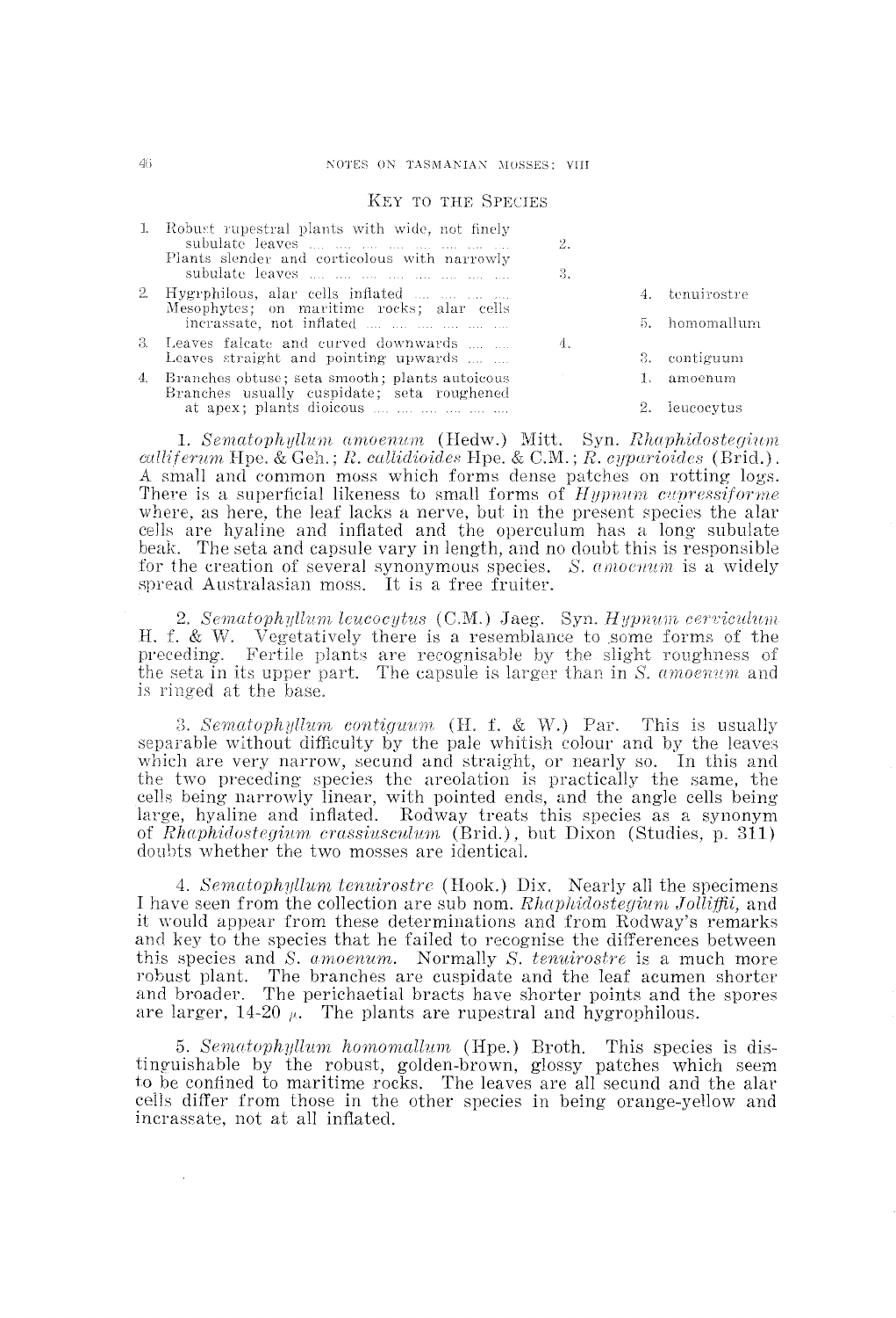## Key to the Species

| | | | |
|---|---|---|---|
| 1. | Robust rupestral plants with wide, not finely subulate leaves | 2. | |
| | Plants slender and corticolous with narrowly subulate leaves | 3. | |
| 2. | Hygrphilous, alar cells inflated | | 4. tenuirostre |
| | Mesophytes; on maritime rocks; alar cells incrassate, not inflated | | 5. homomallum |
| 3. | Leaves falcate and curved downwards | 4. | |
| | Leaves straight and pointing upwards | | 3. contiguum |
| 4. | Branches obtuse; seta smooth; plants autoicous | | 1. amoenum |
| | Branches usually cuspidate; seta roughened at apex; plants dioicous | | 2. leucocytus |

1. *Sematophyllum amoenum* (Hedw.) Mitt. Syn. *Rhaphidostegium calliferum* Hpe. & Geh.; *R. callidioides* Hpe. & C.M.; *R. cyparioides* (Brid.). A small and common moss which forms dense patches on rotting logs. There is a superficial likeness to small forms of *Hypnum cupressiforme* where, as here, the leaf lacks a nerve, but in the present species the alar cells are hyaline and inflated and the operculum has a long subulate beak. The seta and capsule vary in length, and no doubt this is responsible for the creation of several synonymous species. *S. amoenum* is a widely spread Australasian moss. It is a free fruiter.

2. *Sematophyllum leucocytus* (C.M.) Jaeg. Syn. *Hypnum cerviculum* H. f. & W. Vegetatively there is a resemblance to some forms of the preceding. Fertile plants are recognisable by the slight roughness of the seta in its upper part. The capsule is larger than in *S. amoenum* and is ringed at the base.

3. *Sematophyllum contiguum* (H. f. & W.) Par. This is usually separable without difficulty by the pale whitish colour and by the leaves which are very narrow, secund and straight, or nearly so. In this and the two preceding species the areolation is practically the same, the cells being narrowly linear, with pointed ends, and the angle cells being large, hyaline and inflated. Rodway treats this species as a synonym of *Rhaphidostegium crassiusculum* (Brid.), but Dixon (Studies, p. 311) doubts whether the two mosses are identical.

4. *Sematophyllum tenuirostre* (Hook.) Dix. Nearly all the specimens I have seen from the collection are sub nom. *Rhaphidostegium Jolliffii*, and it would appear from these determinations and from Rodway's remarks and key to the species that he failed to recognise the differences between this species and *S. amoenum*. Normally *S. tenuirostre* is a much more robust plant. The branches are cuspidate and the leaf acumen shorter and broader. The perichaetial bracts have shorter points and the spores are larger, 14-20 $\mu$. The plants are rupestral and hygrophilous.

5. *Sematophyllum homomallum* (Hpe.) Broth. This species is distinguishable by the robust, golden-brown, glossy patches which seem to be confined to maritime rocks. The leaves are all secund and the alar cells differ from those in the other species in being orange-yellow and incrassate, not at all inflated.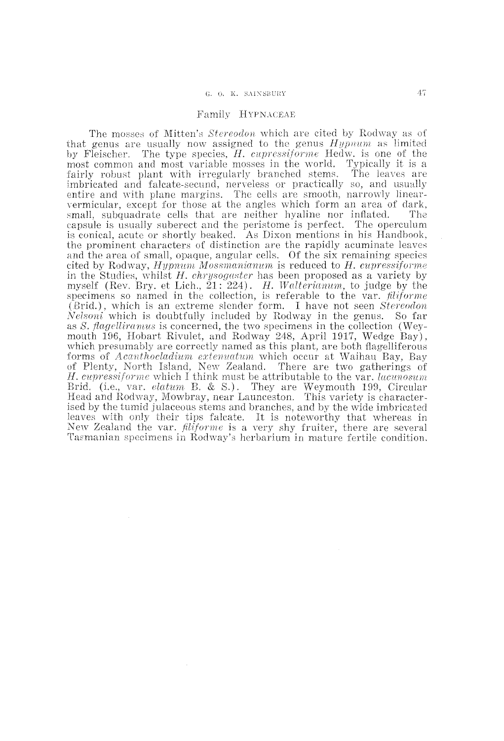## Family Hypnaceae

The mosses of Mitten's *Stereodon* which are cited by Rodway as of that genus are usually now assigned to the genus *Hypnum* as limited by Fleischer. The type species, *H. cupressiforme* Hedw. is one of the most common and most variable mosses in the world. Typically it is a fairly robust plant with irregularly branched stems. The leaves are imbricated and falcate-secund, nerveless or practically so, and usually entire and with plane margins. The cells are smooth, narrowly linear-vermicular, except for those at the angles which form an area of dark, small, subquadrate cells that are neither hyaline nor inflated. The capsule is usually suberect and the peristome is perfect. The operculum is conical, acute or shortly beaked. As Dixon mentions in his Handbook, the prominent characters of distinction are the rapidly acuminate leaves and the area of small, opaque, angular cells. Of the six remaining species cited by Rodway, *Hypnum Mossmanianum* is reduced to *H. cupressiforme* in the Studies, whilst *H. chrysogaster* has been proposed as a variety by myself (Rev. Bry. et Lich., 21: 224). *H. Walterianum*, to judge by the specimens so named in the collection, is referable to the var. *filiforme* (Brid.), which is an extreme slender form. I have not seen *Stereodon Nelsoni* which is doubtfully included by Rodway in the genus. So far as *S. flagelliramus* is concerned, the two specimens in the collection (Weymouth 196, Hobart Rivulet, and Rodway 248, April 1917, Wedge Bay), which presumably are correctly named as this plant, are both flagelliferous forms of *Acanthocladium extenuatum* which occur at Waihau Bay, Bay of Plenty, North Island, New Zealand. There are two gatherings of *H. cupressiforme* which I think must be attributable to the var. *lacunosum* Brid. (i.e., var. *elatum* B. & S.). They are Weymouth 199, Circular Head and Rodway, Mowbray, near Launceston. This variety is characterised by the tumid julaceous stems and branches, and by the wide imbricated leaves with only their tips falcate. It is noteworthy that whereas in New Zealand the var. *filiforme* is a very shy fruiter, there are several Tasmanian specimens in Rodway's herbarium in mature fertile condition.